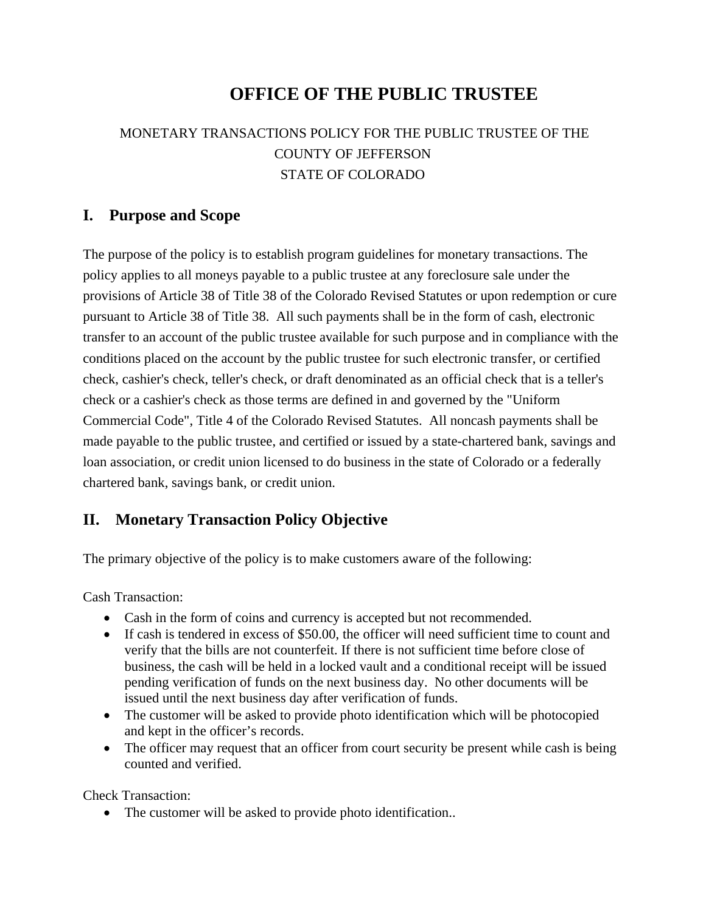# OFFICE OF THE PUBLIC TRUSTEE

MONETARY TRANSACTIONS POLICY FOR THE PUBLIC TRUSTEE OF THE COUNTY OF JEFFERSON
STATE OF COLORADO

## I. Purpose and Scope

The purpose of the policy is to establish program guidelines for monetary transactions. The policy applies to all moneys payable to a public trustee at any foreclosure sale under the provisions of Article 38 of Title 38 of the Colorado Revised Statutes or upon redemption or cure pursuant to Article 38 of Title 38. All such payments shall be in the form of cash, electronic transfer to an account of the public trustee available for such purpose and in compliance with the conditions placed on the account by the public trustee for such electronic transfer, or certified check, cashier's check, teller's check, or draft denominated as an official check that is a teller's check or a cashier's check as those terms are defined in and governed by the "Uniform Commercial Code", Title 4 of the Colorado Revised Statutes. All noncash payments shall be made payable to the public trustee, and certified or issued by a state-chartered bank, savings and loan association, or credit union licensed to do business in the state of Colorado or a federally chartered bank, savings bank, or credit union.

## II. Monetary Transaction Policy Objective

The primary objective of the policy is to make customers aware of the following:

Cash Transaction:

- Cash in the form of coins and currency is accepted but not recommended.
- If cash is tendered in excess of $50.00, the officer will need sufficient time to count and verify that the bills are not counterfeit. If there is not sufficient time before close of business, the cash will be held in a locked vault and a conditional receipt will be issued pending verification of funds on the next business day. No other documents will be issued until the next business day after verification of funds.
- The customer will be asked to provide photo identification which will be photocopied and kept in the officer's records.
- The officer may request that an officer from court security be present while cash is being counted and verified.

Check Transaction:

- The customer will be asked to provide photo identification..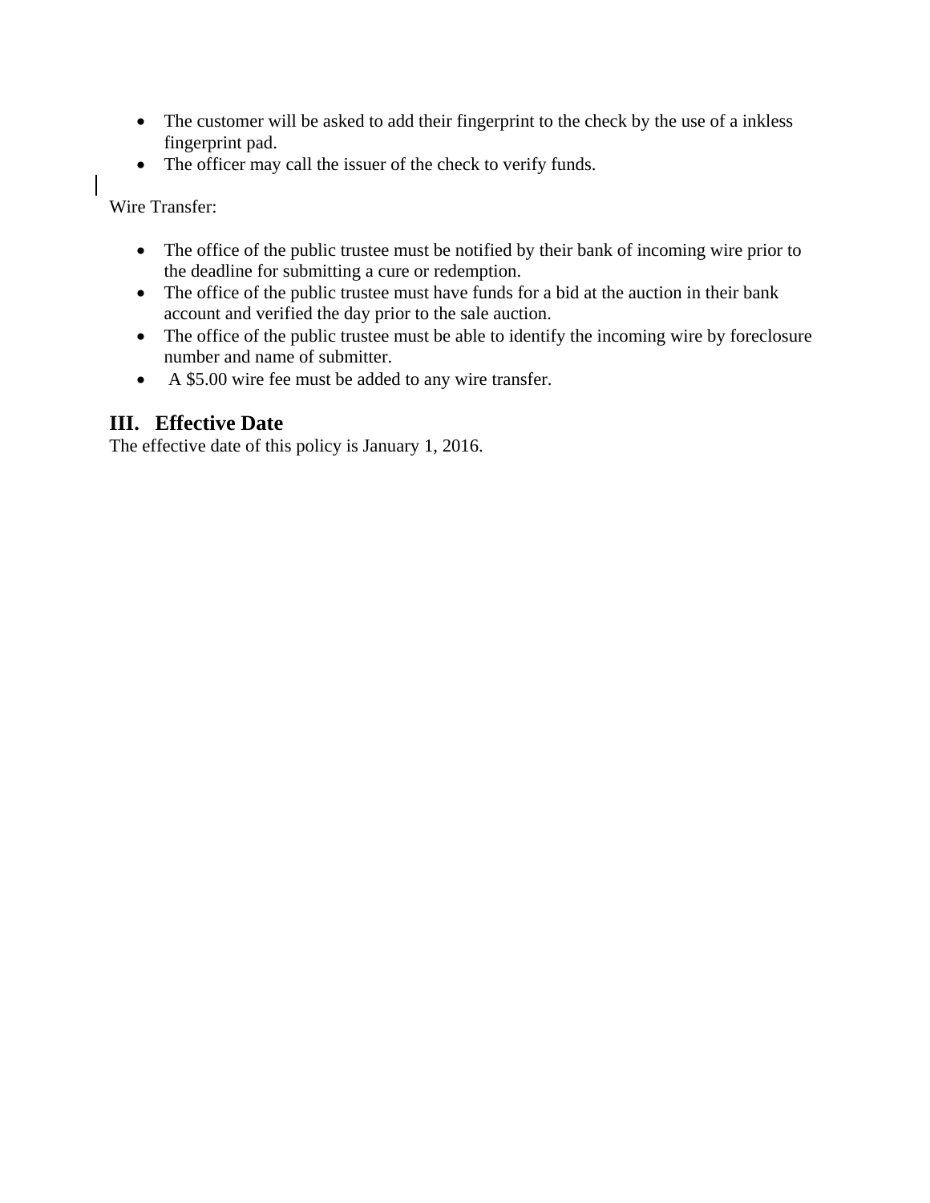- The customer will be asked to add their fingerprint to the check by the use of a inkless fingerprint pad.
- The officer may call the issuer of the check to verify funds.

Wire Transfer:

- The office of the public trustee must be notified by their bank of incoming wire prior to the deadline for submitting a cure or redemption.
- The office of the public trustee must have funds for a bid at the auction in their bank account and verified the day prior to the sale auction.
- The office of the public trustee must be able to identify the incoming wire by foreclosure number and name of submitter.
- A $5.00 wire fee must be added to any wire transfer.

## III. Effective Date

The effective date of this policy is January 1, 2016.